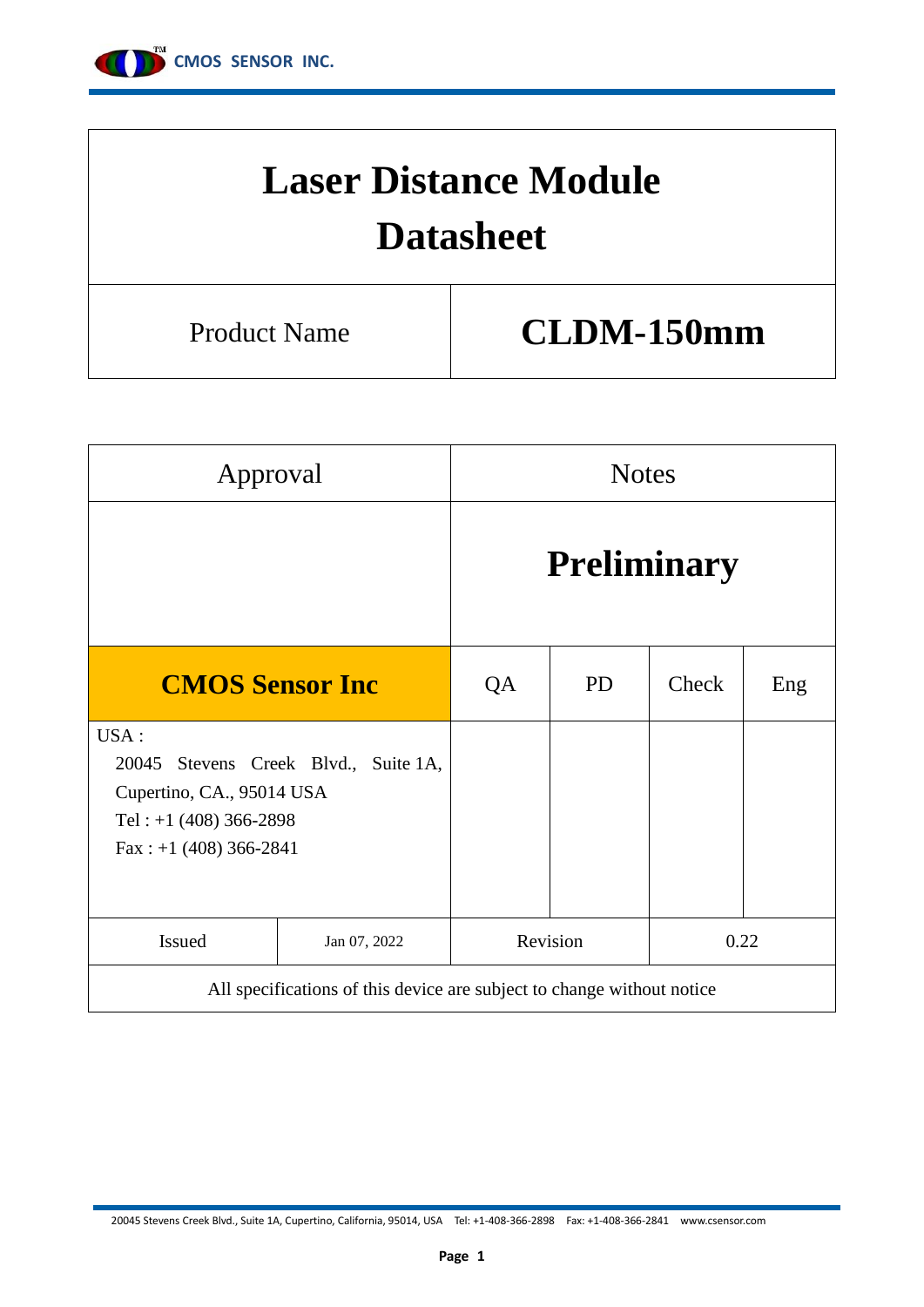# Laser Distance Module Datasheet

| Product Name | CLDM-150mm |
|---|---|

| Approval | Notes | | | |
|---|---|---|---|---|
| | **Preliminary** | | | |
| **CMOS Sensor Inc** | QA | PD | Check | Eng |
| USA :<br>20045 Stevens Creek Blvd., Suite 1A, Cupertino, CA., 95014 USA<br>Tel : +1 (408) 366-2898<br>Fax : +1 (408) 366-2841 | | | | |

| Issued | Jan 07, 2022 | Revision | 0.22 |
|---|---|---|---|

All specifications of this device are subject to change without notice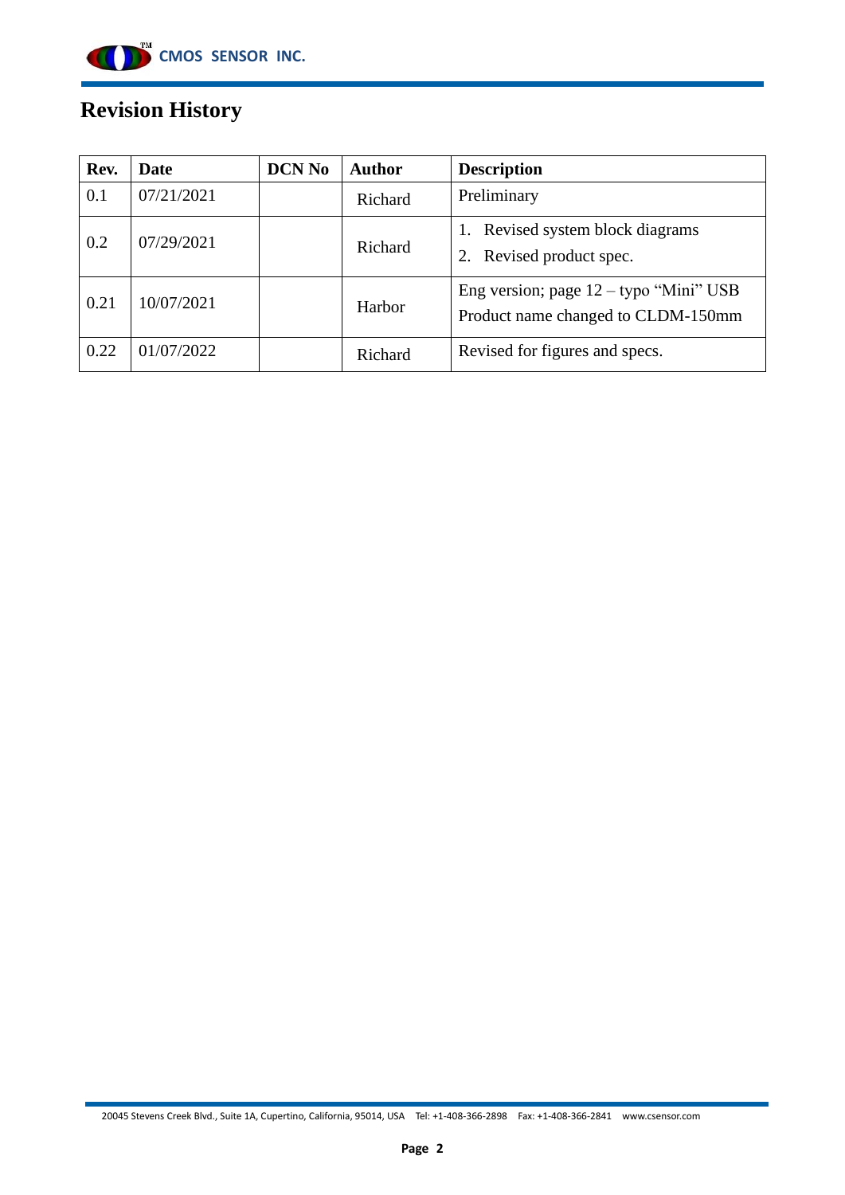# Revision History

| Rev. | Date | DCN No | Author | Description |
|---|---|---|---|---|
| 0.1 | 07/21/2021 | | Richard | Preliminary |
| 0.2 | 07/29/2021 | | Richard | 1. Revised system block diagrams<br>2. Revised product spec. |
| 0.21 | 10/07/2021 | | Harbor | Eng version; page 12 – typo “Mini” USB<br>Product name changed to CLDM-150mm |
| 0.22 | 01/07/2022 | | Richard | Revised for figures and specs. |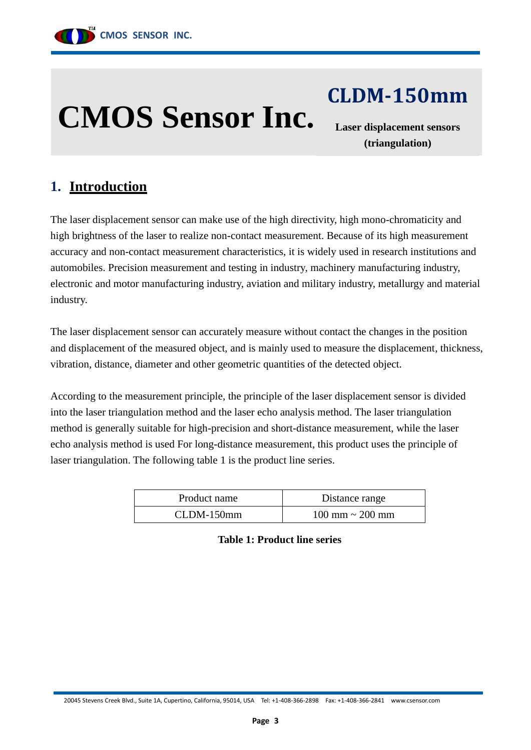# CMOS Sensor Inc.

## CLDM-150mm

**Laser displacement sensors (triangulation)**

## 1. Introduction

The laser displacement sensor can make use of the high directivity, high mono-chromaticity and high brightness of the laser to realize non-contact measurement. Because of its high measurement accuracy and non-contact measurement characteristics, it is widely used in research institutions and automobiles. Precision measurement and testing in industry, machinery manufacturing industry, electronic and motor manufacturing industry, aviation and military industry, metallurgy and material industry.

The laser displacement sensor can accurately measure without contact the changes in the position and displacement of the measured object, and is mainly used to measure the displacement, thickness, vibration, distance, diameter and other geometric quantities of the detected object.

According to the measurement principle, the principle of the laser displacement sensor is divided into the laser triangulation method and the laser echo analysis method. The laser triangulation method is generally suitable for high-precision and short-distance measurement, while the laser echo analysis method is used For long-distance measurement, this product uses the principle of laser triangulation. The following table 1 is the product line series.

| Product name | Distance range |
| --- | --- |
| CLDM-150mm | 100 mm ~ 200 mm |

**Table 1: Product line series**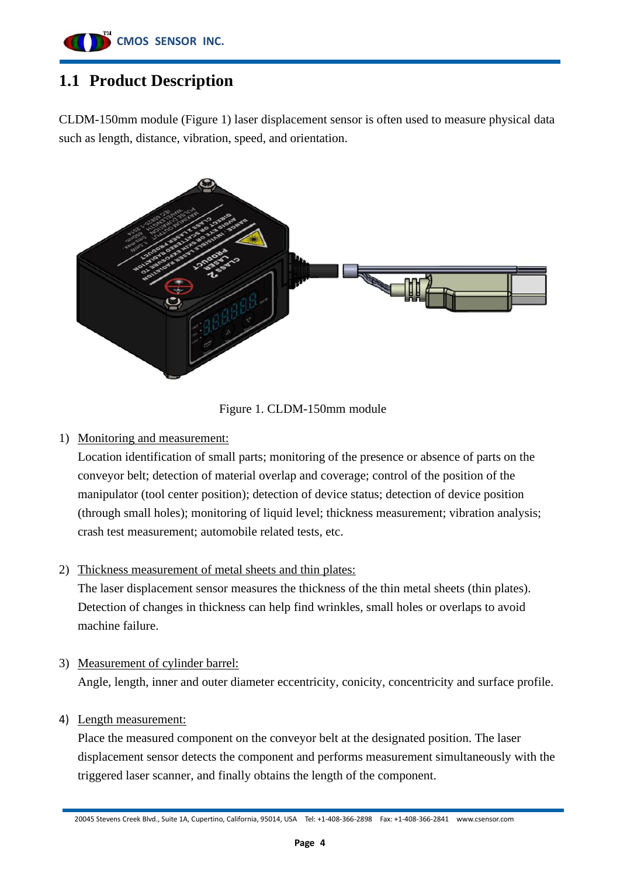## 1.1 Product Description

CLDM-150mm module (Figure 1) laser displacement sensor is often used to measure physical data such as length, distance, vibration, speed, and orientation.

Figure 1. CLDM-150mm module

1) Monitoring and measurement:
   Location identification of small parts; monitoring of the presence or absence of parts on the conveyor belt; detection of material overlap and coverage; control of the position of the manipulator (tool center position); detection of device status; detection of device position (through small holes); monitoring of liquid level; thickness measurement; vibration analysis; crash test measurement; automobile related tests, etc.

2) Thickness measurement of metal sheets and thin plates:
   The laser displacement sensor measures the thickness of the thin metal sheets (thin plates). Detection of changes in thickness can help find wrinkles, small holes or overlaps to avoid machine failure.

3) Measurement of cylinder barrel:
   Angle, length, inner and outer diameter eccentricity, conicity, concentricity and surface profile.

4) Length measurement:
   Place the measured component on the conveyor belt at the designated position. The laser displacement sensor detects the component and performs measurement simultaneously with the triggered laser scanner, and finally obtains the length of the component.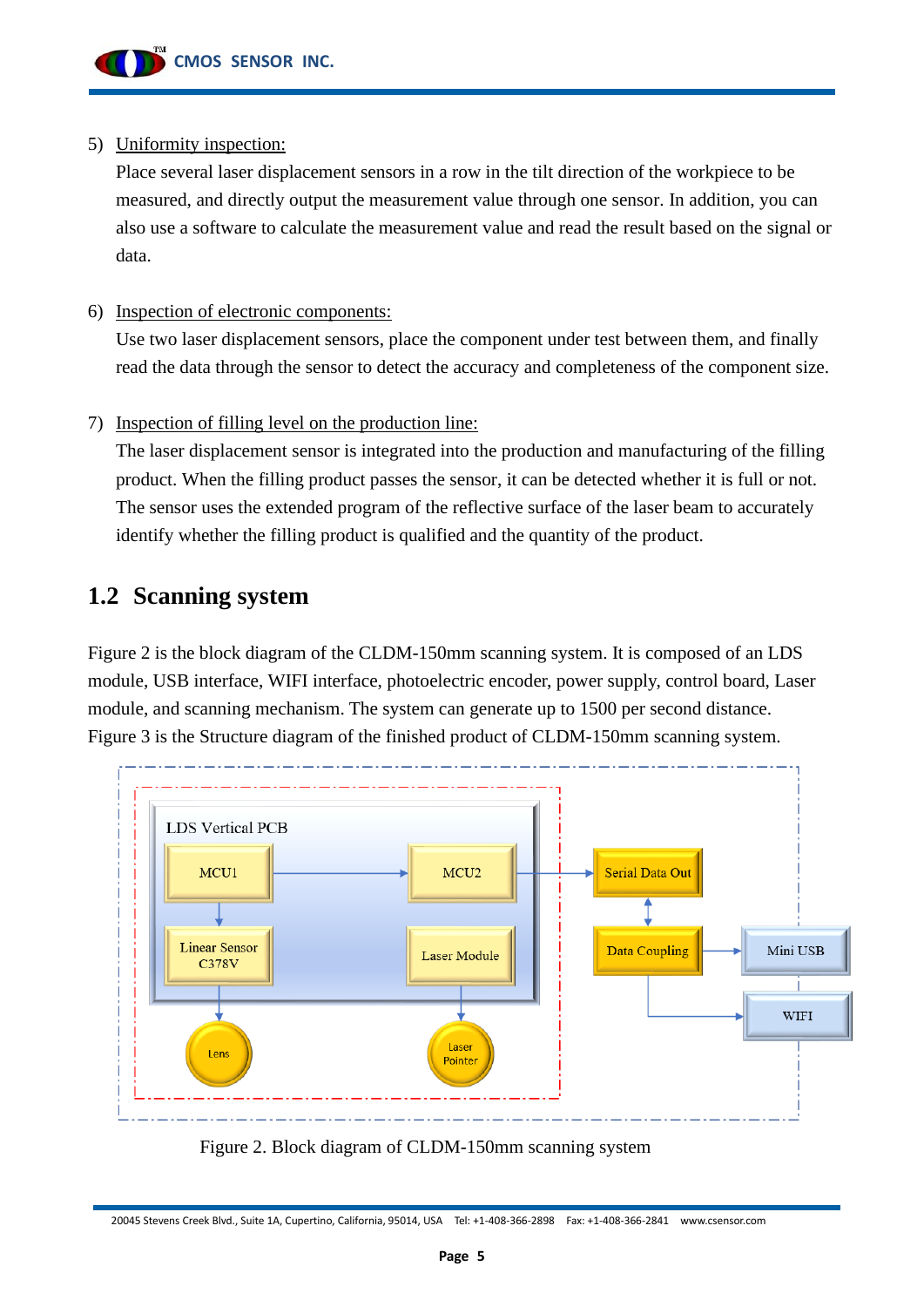5) Uniformity inspection:

   Place several laser displacement sensors in a row in the tilt direction of the workpiece to be measured, and directly output the measurement value through one sensor. In addition, you can also use a software to calculate the measurement value and read the result based on the signal or data.

6) Inspection of electronic components:

   Use two laser displacement sensors, place the component under test between them, and finally read the data through the sensor to detect the accuracy and completeness of the component size.

7) Inspection of filling level on the production line:

   The laser displacement sensor is integrated into the production and manufacturing of the filling product. When the filling product passes the sensor, it can be detected whether it is full or not. The sensor uses the extended program of the reflective surface of the laser beam to accurately identify whether the filling product is qualified and the quantity of the product.

## 1.2 Scanning system

Figure 2 is the block diagram of the CLDM-150mm scanning system. It is composed of an LDS module, USB interface, WIFI interface, photoelectric encoder, power supply, control board, Laser module, and scanning mechanism. The system can generate up to 1500 per second distance. Figure 3 is the Structure diagram of the finished product of CLDM-150mm scanning system.

LDS Vertical PCB

MCU1 → MCU2 → Serial Data Out

MCU1 → Linear Sensor C378V → Lens

Laser Module → Laser Pointer

Serial Data Out ↔ Data Coupling → Mini USB

Data Coupling → WIFI

Figure 2. Block diagram of CLDM-150mm scanning system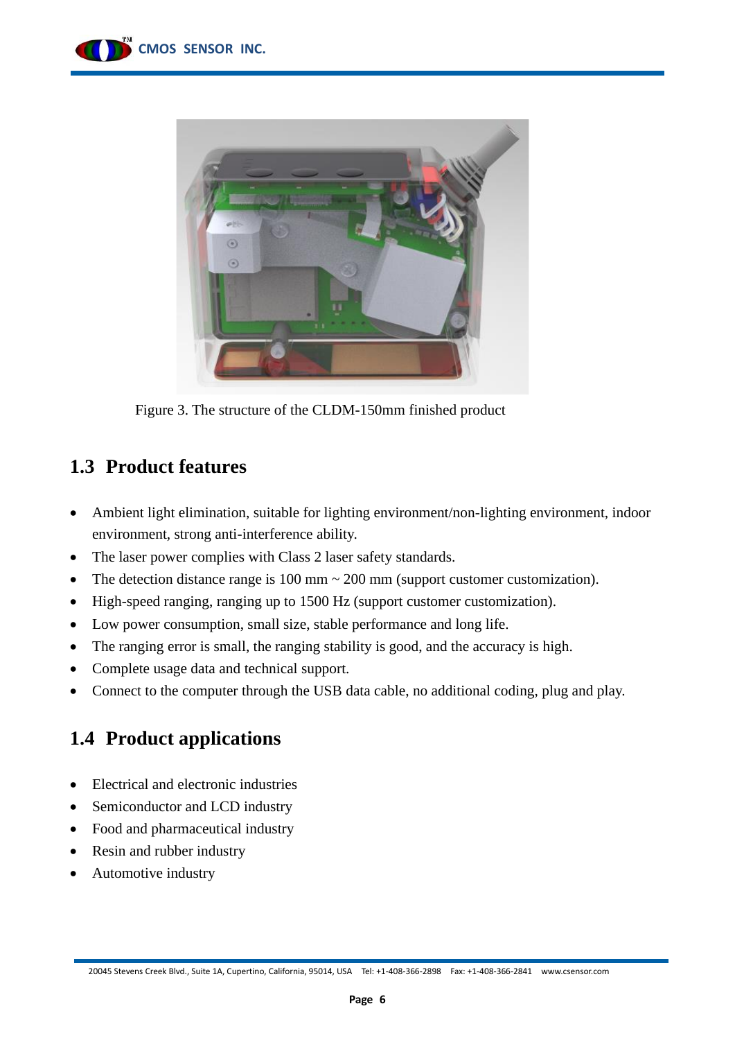Figure 3. The structure of the CLDM-150mm finished product

## 1.3 Product features

- Ambient light elimination, suitable for lighting environment/non-lighting environment, indoor environment, strong anti-interference ability.
- The laser power complies with Class 2 laser safety standards.
- The detection distance range is 100 mm ~ 200 mm (support customer customization).
- High-speed ranging, ranging up to 1500 Hz (support customer customization).
- Low power consumption, small size, stable performance and long life.
- The ranging error is small, the ranging stability is good, and the accuracy is high.
- Complete usage data and technical support.
- Connect to the computer through the USB data cable, no additional coding, plug and play.

## 1.4 Product applications

- Electrical and electronic industries
- Semiconductor and LCD industry
- Food and pharmaceutical industry
- Resin and rubber industry
- Automotive industry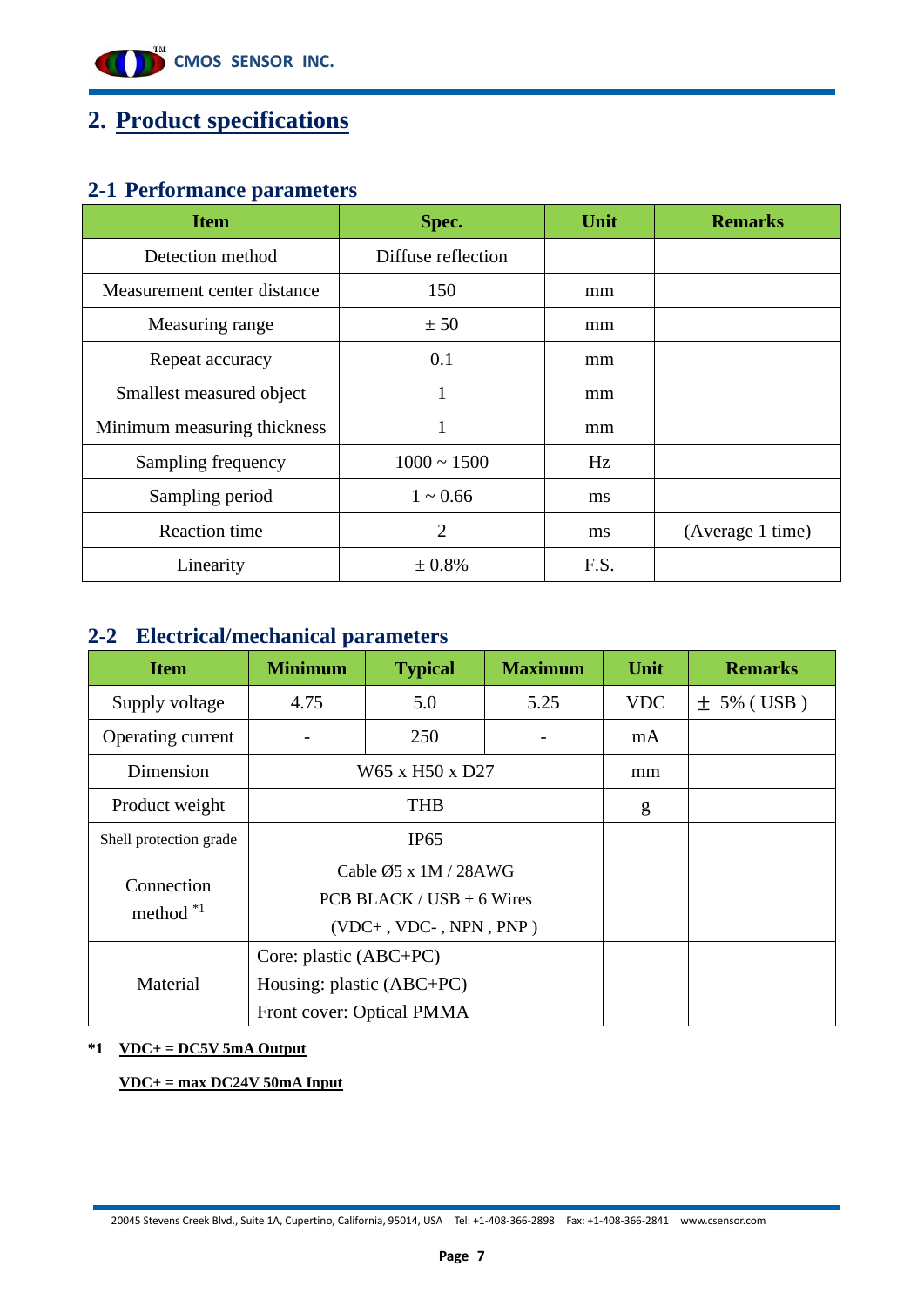## 2. Product specifications

### 2-1 Performance parameters

| Item | Spec. | Unit | Remarks |
|---|---|---|---|
| Detection method | Diffuse reflection | | |
| Measurement center distance | 150 | mm | |
| Measuring range | ± 50 | mm | |
| Repeat accuracy | 0.1 | mm | |
| Smallest measured object | 1 | mm | |
| Minimum measuring thickness | 1 | mm | |
| Sampling frequency | 1000 ~ 1500 | Hz | |
| Sampling period | 1 ~ 0.66 | ms | |
| Reaction time | 2 | ms | (Average 1 time) |
| Linearity | ± 0.8% | F.S. | |

### 2-2 Electrical/mechanical parameters

| Item | Minimum | Typical | Maximum | Unit | Remarks |
|---|---|---|---|---|---|
| Supply voltage | 4.75 | 5.0 | 5.25 | VDC | ± 5% ( USB ) |
| Operating current | - | 250 | - | mA | |
| Dimension | W65 x H50 x D27 | | | mm | |
| Product weight | THB | | | g | |
| Shell protection grade | IP65 | | | | |
| Connection method *1 | Cable Ø5 x 1M / 28AWG<br>PCB BLACK / USB + 6 Wires<br>(VDC+ , VDC- , NPN , PNP ) | | | | |
| Material | Core: plastic (ABC+PC)<br>Housing: plastic (ABC+PC)<br>Front cover: Optical PMMA | | | | |

**\*1** **VDC+ = DC5V 5mA Output**

**VDC+ = max DC24V 50mA Input**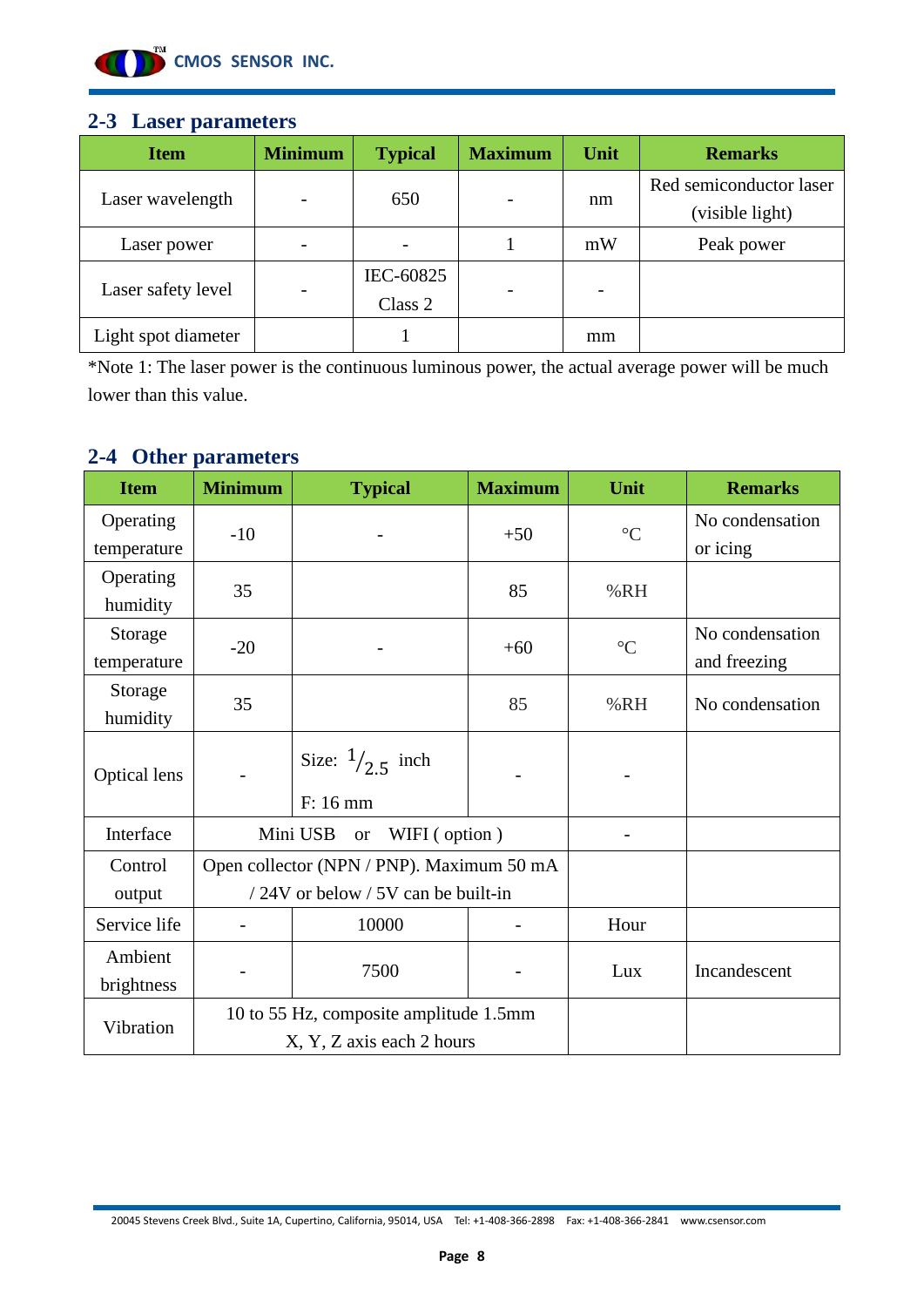## 2-3 Laser parameters

| Item | Minimum | Typical | Maximum | Unit | Remarks |
|---|---|---|---|---|---|
| Laser wavelength | - | 650 | - | nm | Red semiconductor laser (visible light) |
| Laser power | - | - | 1 | mW | Peak power |
| Laser safety level | - | IEC-60825 Class 2 | - | - | |
| Light spot diameter | | 1 | | mm | |

*Note 1: The laser power is the continuous luminous power, the actual average power will be much lower than this value.

## 2-4 Other parameters

| Item | Minimum | Typical | Maximum | Unit | Remarks |
|---|---|---|---|---|---|
| Operating temperature | -10 | - | +50 | °C | No condensation or icing |
| Operating humidity | 35 | | 85 | %RH | |
| Storage temperature | -20 | - | +60 | °C | No condensation and freezing |
| Storage humidity | 35 | | 85 | %RH | No condensation |
| Optical lens | - | Size: $^{1}/_{2.5}$ inch<br>F: 16 mm | - | - | |
| Interface | Mini USB or WIFI ( option ) | | | - | |
| Control output | Open collector (NPN / PNP). Maximum 50 mA / 24V or below / 5V can be built-in | | | | |
| Service life | - | 10000 | - | Hour | |
| Ambient brightness | - | 7500 | - | Lux | Incandescent |
| Vibration | 10 to 55 Hz, composite amplitude 1.5mm X, Y, Z axis each 2 hours | | | | |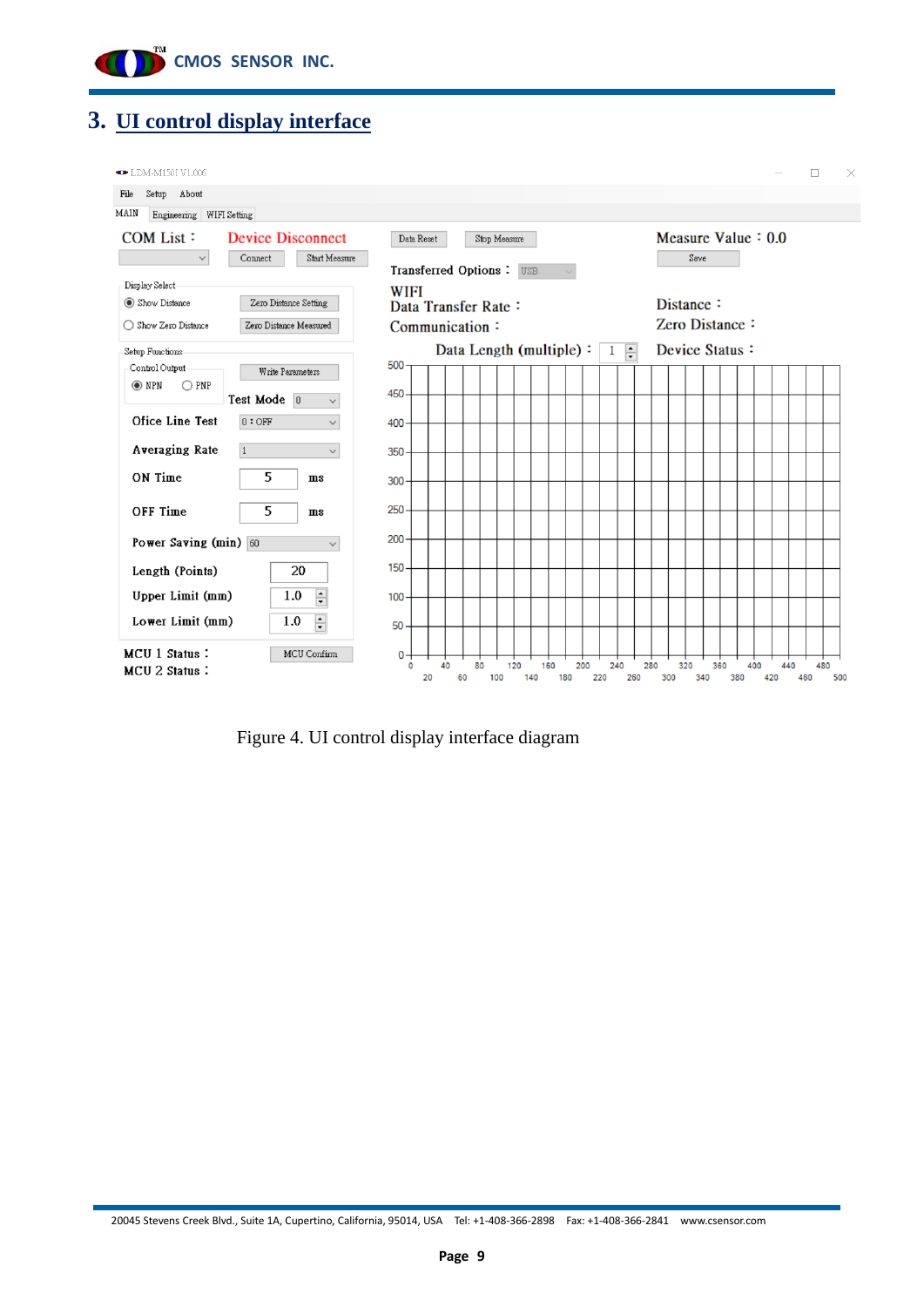# 3. UI control display interface

Figure 4. UI control display interface diagram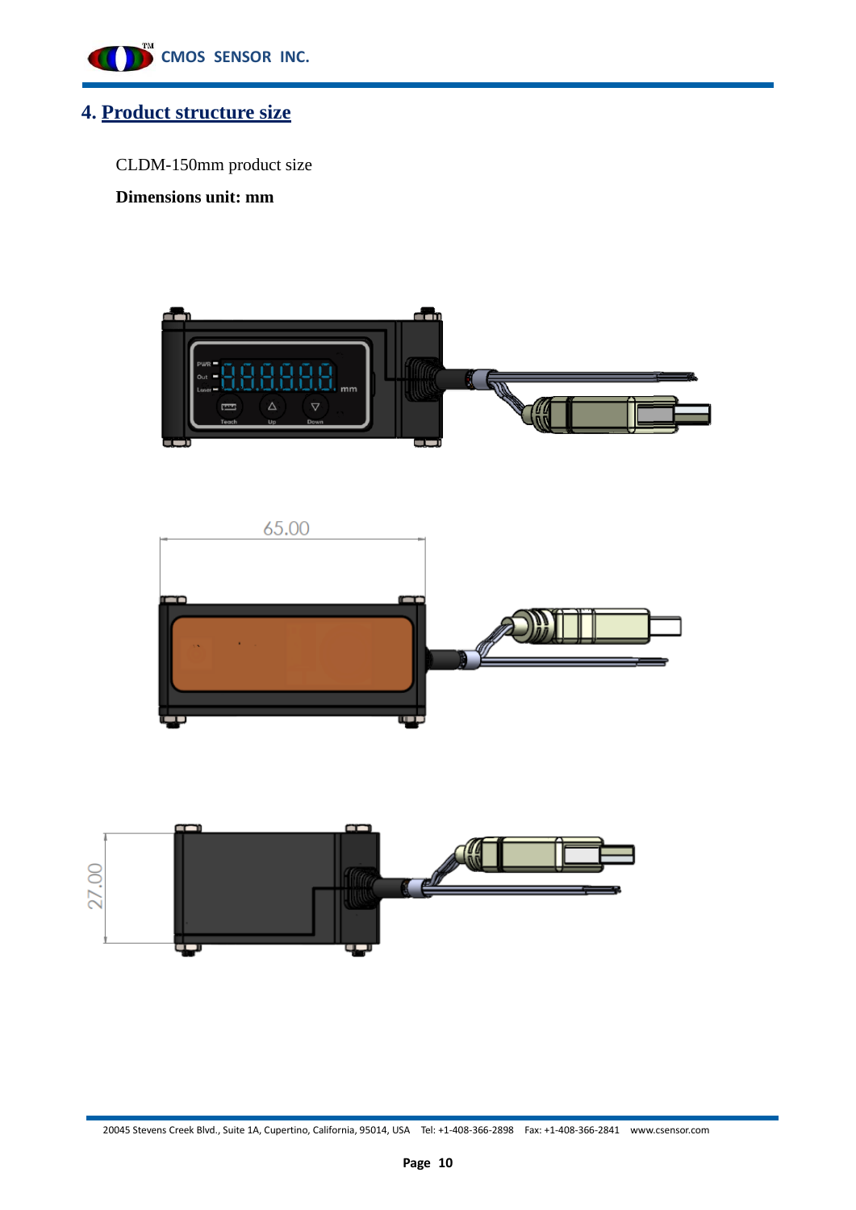## 4. Product structure size

CLDM-150mm product size

**Dimensions unit: mm**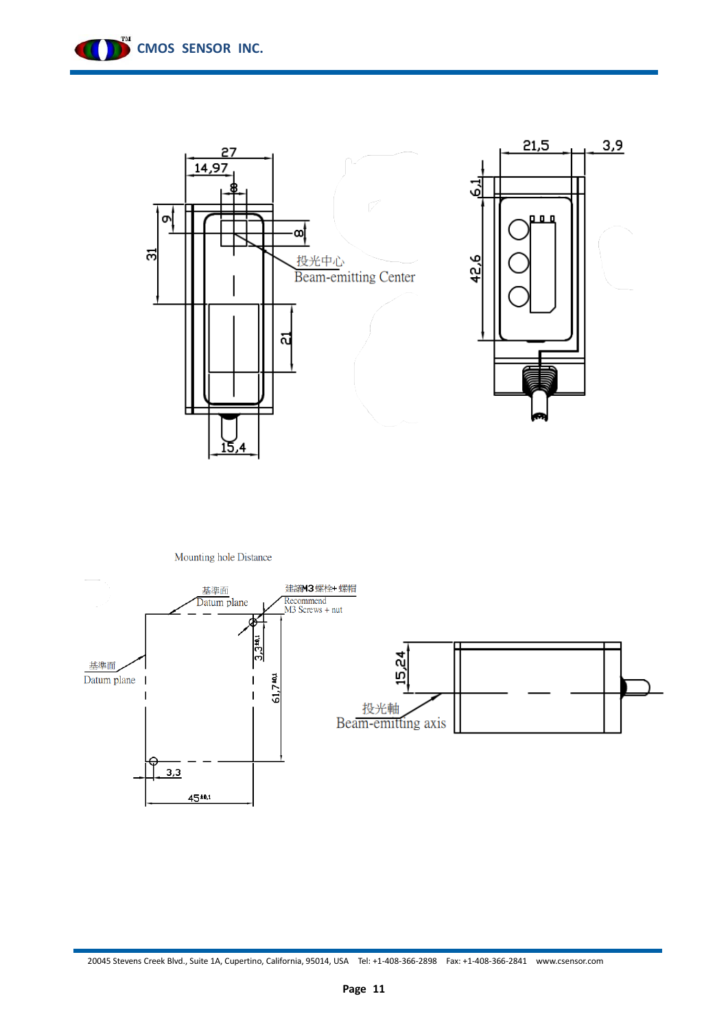投光中心
Beam-emitting Center

Mounting hole Distance

基準面
Datum plane

建議M3螺栓+螺帽
Recommend
M3 Screws + nut

基準面
Datum plane

投光軸
Beam-emitting axis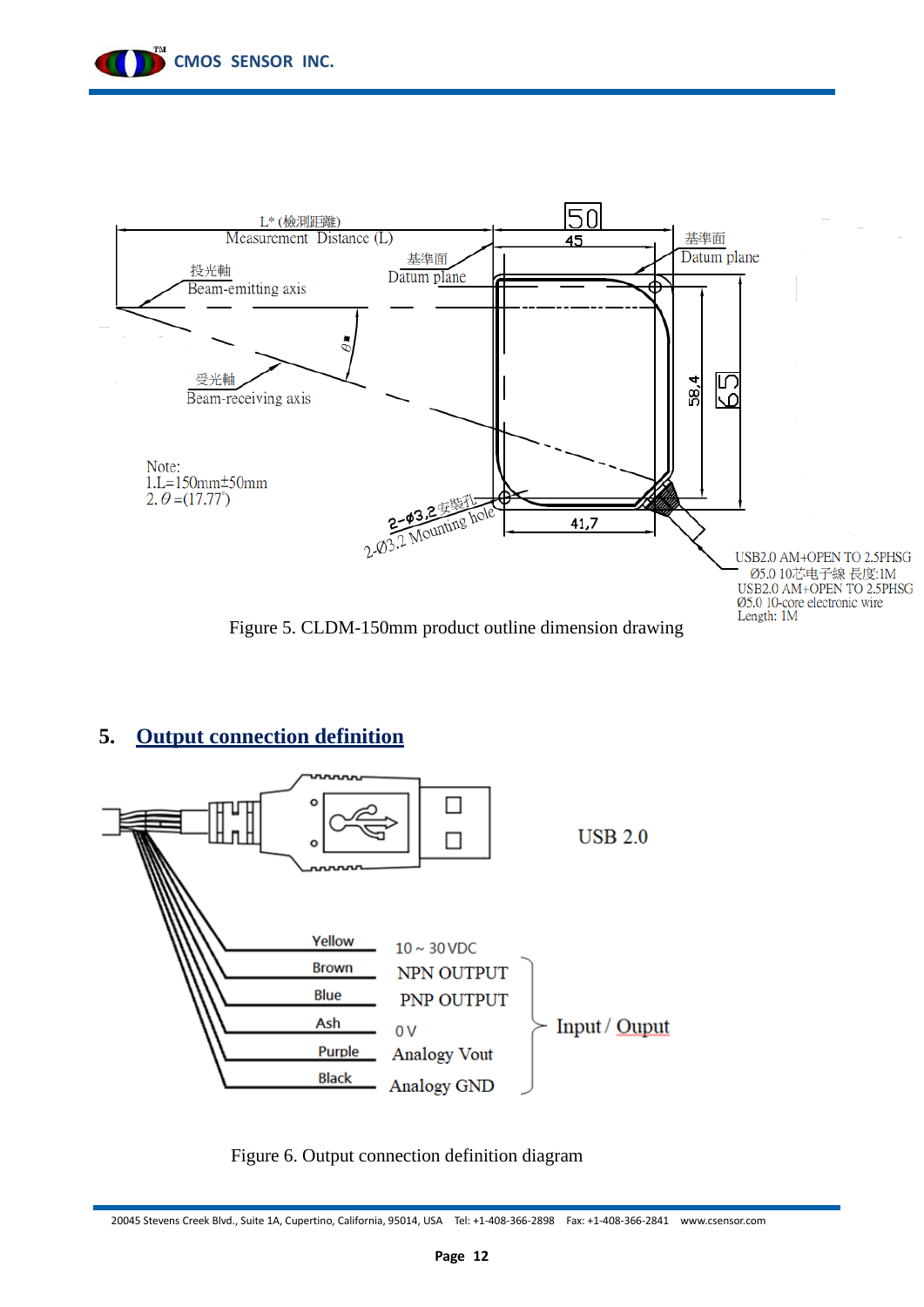L* (檢測距離)
Measurement Distance (L)

投光軸
Beam-emitting axis

受光軸
Beam-receiving axis

基準面
Datum plane

基準面
Datum plane

θ

50

45

58.4

65

41.7

2-Ø3.2 安裝孔
2-Ø3.2 Mounting hole

Note:
1.L=150mm±50mm
2. θ =(17.77°)

USB2.0 AM+OPEN TO 2.5PHSG
Ø5.0 10芯电子線 長度:1M
USB2.0 AM+OPEN TO 2.5PHSG
Ø5.0 10-core electronic wire
Length: 1M

Figure 5. CLDM-150mm product outline dimension drawing

## 5. Output connection definition

USB 2.0

| Wire | Function |
| --- | --- |
| Yellow | 10～30VDC |
| Brown | NPN OUTPUT |
| Blue | PNP OUTPUT |
| Ash | 0V |
| Purple | Analogy Vout |
| Black | Analogy GND |

Input / Ouput

Figure 6. Output connection definition diagram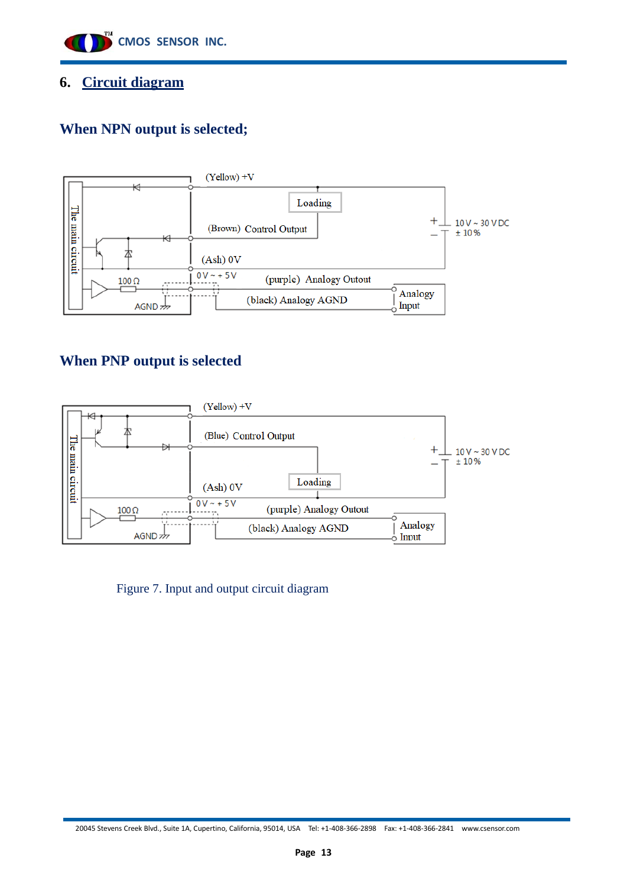## 6. Circuit diagram

### When NPN output is selected;

The main circuit

(Yellow) +V

Loading

(Brown) Control Output

(Ash) 0V

0 V ~ + 5 V

(purple) Analogy Outout

(black) Analogy AGND

Analogy Input

100 Ω

AGND

10 V ~ 30 V DC ± 10 %

### When PNP output is selected

The main circuit

(Yellow) +V

(Blue) Control Output

Loading

(Ash) 0V

0 V ~ + 5 V

(purple) Analogy Outout

(black) Analogy AGND

Analogy Input

100 Ω

AGND

10 V ~ 30 V DC ± 10 %

Figure 7. Input and output circuit diagram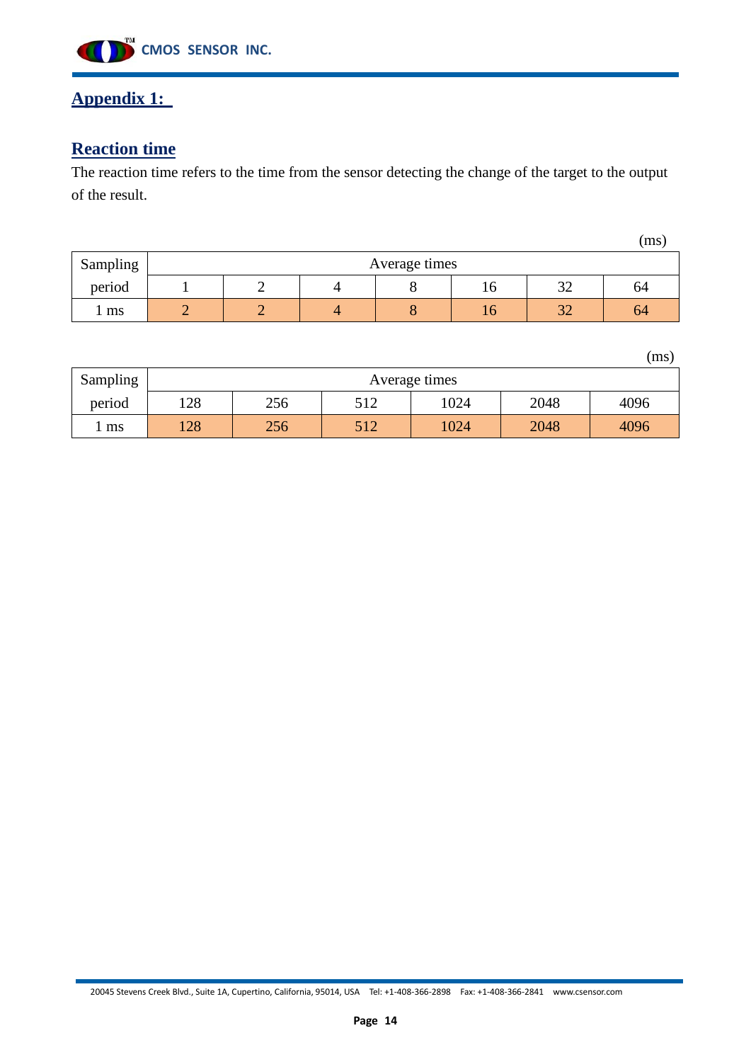## Appendix 1:

## Reaction time

The reaction time refers to the time from the sensor detecting the change of the target to the output of the result.

(ms)

| Sampling period | Average times | | | | | | |
|---|---|---|---|---|---|---|---|
| | 1 | 2 | 4 | 8 | 16 | 32 | 64 |
| 1 ms | 2 | 2 | 4 | 8 | 16 | 32 | 64 |

(ms)

| Sampling period | Average times | | | | | |
|---|---|---|---|---|---|---|
| | 128 | 256 | 512 | 1024 | 2048 | 4096 |
| 1 ms | 128 | 256 | 512 | 1024 | 2048 | 4096 |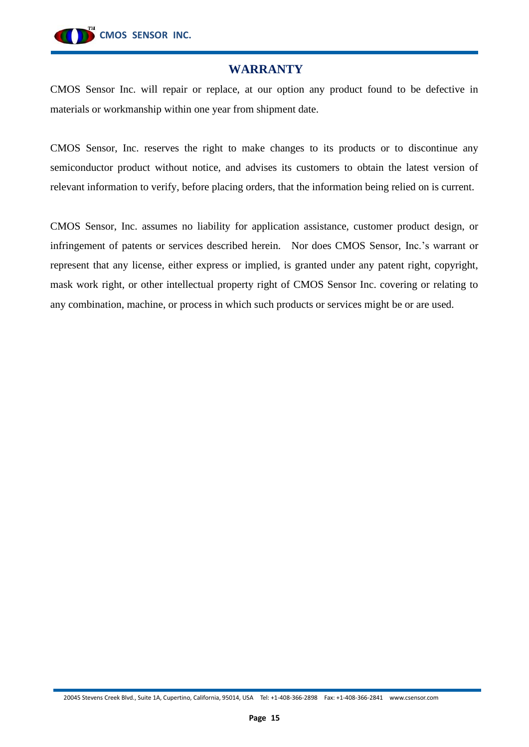# WARRANTY

CMOS Sensor Inc. will repair or replace, at our option any product found to be defective in materials or workmanship within one year from shipment date.

CMOS Sensor, Inc. reserves the right to make changes to its products or to discontinue any semiconductor product without notice, and advises its customers to obtain the latest version of relevant information to verify, before placing orders, that the information being relied on is current.

CMOS Sensor, Inc. assumes no liability for application assistance, customer product design, or infringement of patents or services described herein. Nor does CMOS Sensor, Inc.'s warrant or represent that any license, either express or implied, is granted under any patent right, copyright, mask work right, or other intellectual property right of CMOS Sensor Inc. covering or relating to any combination, machine, or process in which such products or services might be or are used.